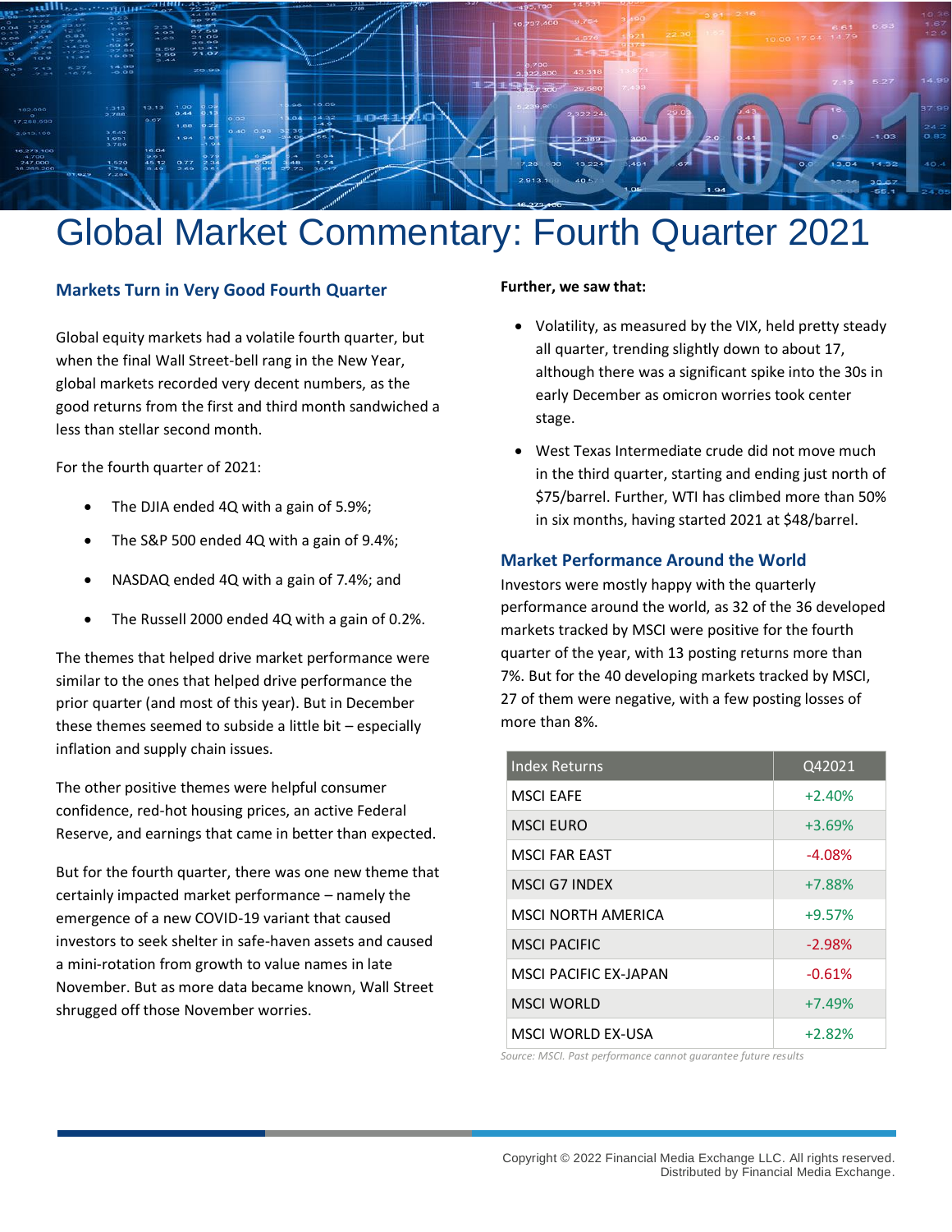# Global Market Commentary: Fourth Quarter 2021

## Markets Turn in Very Good Fourth Quarter

Global equity markets had a volatile fourth quarter, but when the final Wall Street-bell rang in the New Year, global markets recorded very decent numbers, as the good returns from the first and third month sandwiched a less than stellar second month.

For the fourth quarter of 2021:

- The DJIA ended 4Q with a gain of 5.9%;
- The S&P 500 ended 4Q with a gain of 9.4%;
- NASDAQ ended 4Q with a gain of 7.4%; and
- The Russell 2000 ended 4Q with a gain of 0.2%.

The themes that helped drive market performance were similar to the ones that helped drive performance the prior quarter (and most of this year). But in December these themes seemed to subside a little bit – especially inflation and supply chain issues.

The other positive themes were helpful consumer confidence, red-hot housing prices, an active Federal Reserve, and earnings that came in better than expected.

But for the fourth quarter, there was one new theme that certainly impacted market performance – namely the emergence of a new COVID-19 variant that caused investors to seek shelter in safe-haven assets and caused a mini-rotation from growth to value names in late November. But as more data became known, Wall Street shrugged off those November worries.

**Further, we saw that:**

- Volatility, as measured by the VIX, held pretty steady all quarter, trending slightly down to about 17, although there was a significant spike into the 30s in early December as omicron worries took center stage.
- West Texas Intermediate crude did not move much in the third quarter, starting and ending just north of $75/barrel. Further, WTI has climbed more than 50% in six months, having started 2021 at $48/barrel.

## Market Performance Around the World

Investors were mostly happy with the quarterly performance around the world, as 32 of the 36 developed markets tracked by MSCI were positive for the fourth quarter of the year, with 13 posting returns more than 7%. But for the 40 developing markets tracked by MSCI, 27 of them were negative, with a few posting losses of more than 8%.

| Index Returns | Q42021 |
|---|---|
| MSCI EAFE | +2.40% |
| MSCI EURO | +3.69% |
| MSCI FAR EAST | -4.08% |
| MSCI G7 INDEX | +7.88% |
| MSCI NORTH AMERICA | +9.57% |
| MSCI PACIFIC | -2.98% |
| MSCI PACIFIC EX-JAPAN | -0.61% |
| MSCI WORLD | +7.49% |
| MSCI WORLD EX-USA | +2.82% |

*Source: MSCI. Past performance cannot guarantee future results*

Copyright © 2022 Financial Media Exchange LLC. All rights reserved.
Distributed by Financial Media Exchange.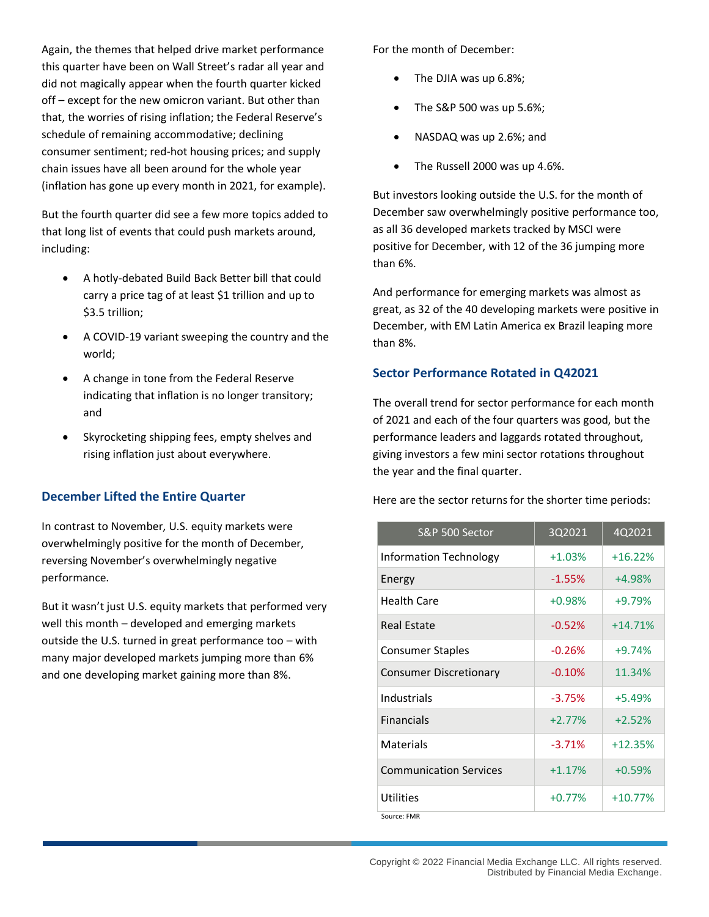Again, the themes that helped drive market performance this quarter have been on Wall Street's radar all year and did not magically appear when the fourth quarter kicked off – except for the new omicron variant. But other than that, the worries of rising inflation; the Federal Reserve's schedule of remaining accommodative; declining consumer sentiment; red-hot housing prices; and supply chain issues have all been around for the whole year (inflation has gone up every month in 2021, for example).

But the fourth quarter did see a few more topics added to that long list of events that could push markets around, including:

- A hotly-debated Build Back Better bill that could carry a price tag of at least $1 trillion and up to $3.5 trillion;
- A COVID-19 variant sweeping the country and the world;
- A change in tone from the Federal Reserve indicating that inflation is no longer transitory; and
- Skyrocketing shipping fees, empty shelves and rising inflation just about everywhere.

## December Lifted the Entire Quarter

In contrast to November, U.S. equity markets were overwhelmingly positive for the month of December, reversing November's overwhelmingly negative performance.

But it wasn't just U.S. equity markets that performed very well this month – developed and emerging markets outside the U.S. turned in great performance too – with many major developed markets jumping more than 6% and one developing market gaining more than 8%.

For the month of December:

- The DJIA was up 6.8%;
- The S&P 500 was up 5.6%;
- NASDAQ was up 2.6%; and
- The Russell 2000 was up 4.6%.

But investors looking outside the U.S. for the month of December saw overwhelmingly positive performance too, as all 36 developed markets tracked by MSCI were positive for December, with 12 of the 36 jumping more than 6%.

And performance for emerging markets was almost as great, as 32 of the 40 developing markets were positive in December, with EM Latin America ex Brazil leaping more than 8%.

## Sector Performance Rotated in Q42021

The overall trend for sector performance for each month of 2021 and each of the four quarters was good, but the performance leaders and laggards rotated throughout, giving investors a few mini sector rotations throughout the year and the final quarter.

Here are the sector returns for the shorter time periods:

| S&P 500 Sector | 3Q2021 | 4Q2021 |
|---|---|---|
| Information Technology | +1.03% | +16.22% |
| Energy | -1.55% | +4.98% |
| Health Care | +0.98% | +9.79% |
| Real Estate | -0.52% | +14.71% |
| Consumer Staples | -0.26% | +9.74% |
| Consumer Discretionary | -0.10% | 11.34% |
| Industrials | -3.75% | +5.49% |
| Financials | +2.77% | +2.52% |
| Materials | -3.71% | +12.35% |
| Communication Services | +1.17% | +0.59% |
| Utilities | +0.77% | +10.77% |

Source: FMR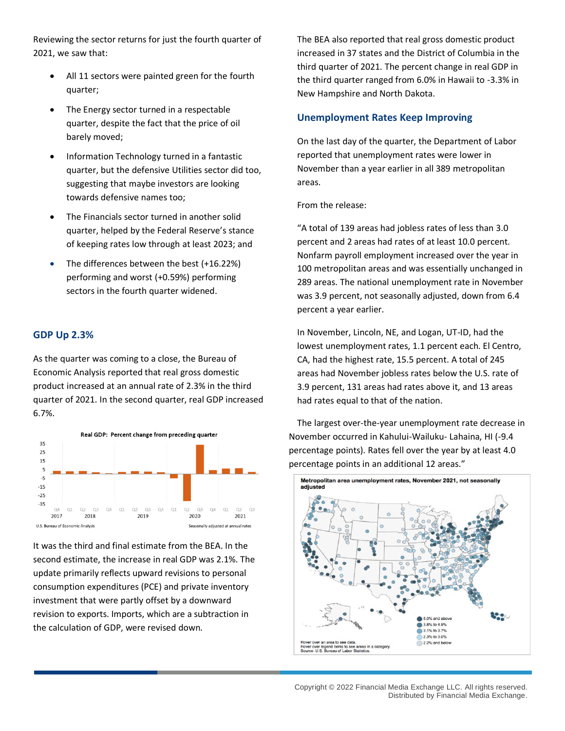Reviewing the sector returns for just the fourth quarter of 2021, we saw that:

- All 11 sectors were painted green for the fourth quarter;
- The Energy sector turned in a respectable quarter, despite the fact that the price of oil barely moved;
- Information Technology turned in a fantastic quarter, but the defensive Utilities sector did too, suggesting that maybe investors are looking towards defensive names too;
- The Financials sector turned in another solid quarter, helped by the Federal Reserve's stance of keeping rates low through at least 2023; and
- The differences between the best (+16.22%) performing and worst (+0.59%) performing sectors in the fourth quarter widened.

## GDP Up 2.3%

As the quarter was coming to a close, the Bureau of Economic Analysis reported that real gross domestic product increased at an annual rate of 2.3% in the third quarter of 2021. In the second quarter, real GDP increased 6.7%.

It was the third and final estimate from the BEA. In the second estimate, the increase in real GDP was 2.1%. The update primarily reflects upward revisions to personal consumption expenditures (PCE) and private inventory investment that were partly offset by a downward revision to exports. Imports, which are a subtraction in the calculation of GDP, were revised down.

The BEA also reported that real gross domestic product increased in 37 states and the District of Columbia in the third quarter of 2021. The percent change in real GDP in the third quarter ranged from 6.0% in Hawaii to -3.3% in New Hampshire and North Dakota.

## Unemployment Rates Keep Improving

On the last day of the quarter, the Department of Labor reported that unemployment rates were lower in November than a year earlier in all 389 metropolitan areas.

From the release:

"A total of 139 areas had jobless rates of less than 3.0 percent and 2 areas had rates of at least 10.0 percent. Nonfarm payroll employment increased over the year in 100 metropolitan areas and was essentially unchanged in 289 areas. The national unemployment rate in November was 3.9 percent, not seasonally adjusted, down from 6.4 percent a year earlier.

In November, Lincoln, NE, and Logan, UT-ID, had the lowest unemployment rates, 1.1 percent each. El Centro, CA, had the highest rate, 15.5 percent. A total of 245 areas had November jobless rates below the U.S. rate of 3.9 percent, 131 areas had rates above it, and 13 areas had rates equal to that of the nation.

The largest over-the-year unemployment rate decrease in November occurred in Kahului-Wailuku- Lahaina, HI (-9.4 percentage points). Rates fell over the year by at least 4.0 percentage points in an additional 12 areas."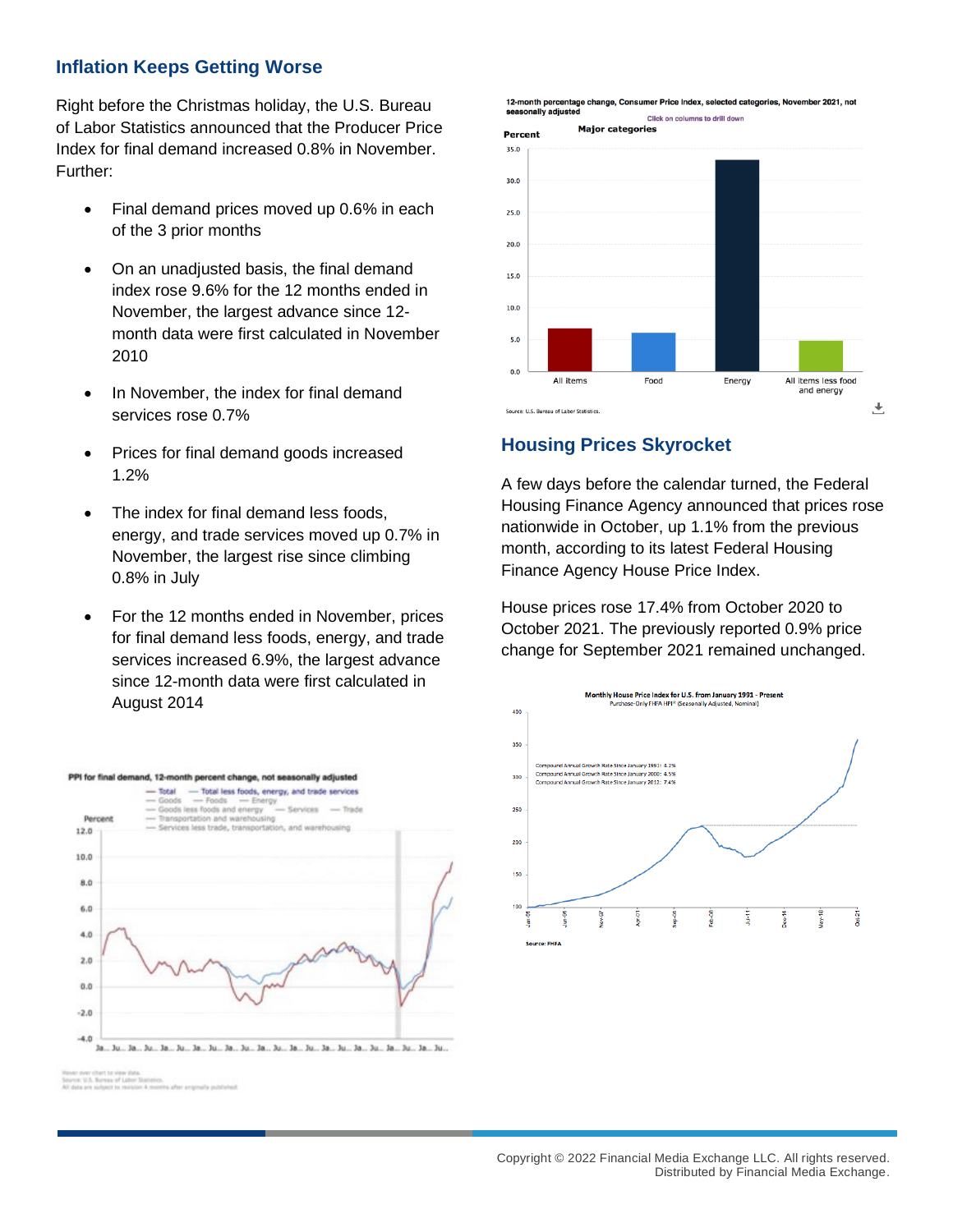## Inflation Keeps Getting Worse

Right before the Christmas holiday, the U.S. Bureau of Labor Statistics announced that the Producer Price Index for final demand increased 0.8% in November. Further:

- Final demand prices moved up 0.6% in each of the 3 prior months
- On an unadjusted basis, the final demand index rose 9.6% for the 12 months ended in November, the largest advance since 12-month data were first calculated in November 2010
- In November, the index for final demand services rose 0.7%
- Prices for final demand goods increased 1.2%
- The index for final demand less foods, energy, and trade services moved up 0.7% in November, the largest rise since climbing 0.8% in July
- For the 12 months ended in November, prices for final demand less foods, energy, and trade services increased 6.9%, the largest advance since 12-month data were first calculated in August 2014

## Housing Prices Skyrocket

A few days before the calendar turned, the Federal Housing Finance Agency announced that prices rose nationwide in October, up 1.1% from the previous month, according to its latest Federal Housing Finance Agency House Price Index.

House prices rose 17.4% from October 2020 to October 2021. The previously reported 0.9% price change for September 2021 remained unchanged.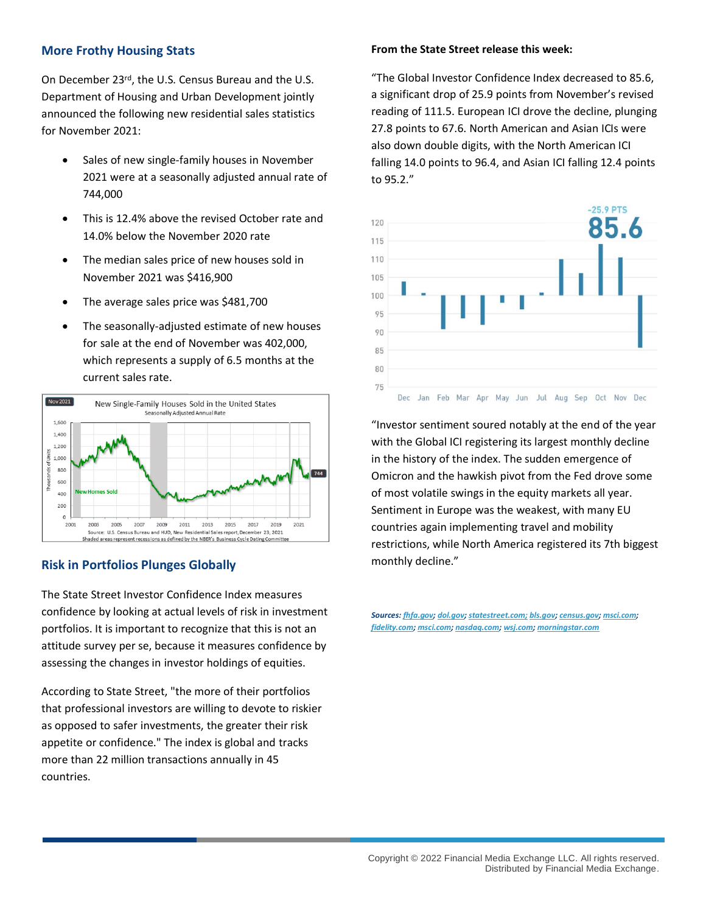## More Frothy Housing Stats

On December 23rd, the U.S. Census Bureau and the U.S. Department of Housing and Urban Development jointly announced the following new residential sales statistics for November 2021:

- Sales of new single-family houses in November 2021 were at a seasonally adjusted annual rate of 744,000
- This is 12.4% above the revised October rate and 14.0% below the November 2020 rate
- The median sales price of new houses sold in November 2021 was $416,900
- The average sales price was $481,700
- The seasonally-adjusted estimate of new houses for sale at the end of November was 402,000, which represents a supply of 6.5 months at the current sales rate.

Nov 2021

New Single-Family Houses Sold in the United States

Seasonally Adjusted Annual Rate

Thousands of Units

1,600
1,400
1,200
1,000
800
600
400
200
0

New Homes Sold

744

2001 2003 2005 2007 2009 2011 2013 2015 2017 2019 2021

Source: U.S. Census Bureau and HUD, New Residential Sales report, December 23, 2021

Shaded areas represent recessions as defined by the NBER's Business Cycle Dating Committee

## Risk in Portfolios Plunges Globally

The State Street Investor Confidence Index measures confidence by looking at actual levels of risk in investment portfolios. It is important to recognize that this is not an attitude survey per se, because it measures confidence by assessing the changes in investor holdings of equities.

According to State Street, "the more of their portfolios that professional investors are willing to devote to riskier as opposed to safer investments, the greater their risk appetite or confidence." The index is global and tracks more than 22 million transactions annually in 45 countries.

**From the State Street release this week:**

"The Global Investor Confidence Index decreased to 85.6, a significant drop of 25.9 points from November's revised reading of 111.5. European ICI drove the decline, plunging 27.8 points to 67.6. North American and Asian ICIs were also down double digits, with the North American ICI falling 14.0 points to 96.4, and Asian ICI falling 12.4 points to 95.2."

-25.9 PTS

85.6

120
115
110
105
100
95
90
85
80
75

Dec Jan Feb Mar Apr May Jun Jul Aug Sep Oct Nov Dec

"Investor sentiment soured notably at the end of the year with the Global ICI registering its largest monthly decline in the history of the index. The sudden emergence of Omicron and the hawkish pivot from the Fed drove some of most volatile swings in the equity markets all year. Sentiment in Europe was the weakest, with many EU countries again implementing travel and mobility restrictions, while North America registered its 7th biggest monthly decline."

***Sources:** fhfa.gov; dol.gov; statestreet.com; bls.gov; census.gov; msci.com; fidelity.com; msci.com; nasdaq.com; wsj.com; morningstar.com*

Copyright © 2022 Financial Media Exchange LLC. All rights reserved.
Distributed by Financial Media Exchange.